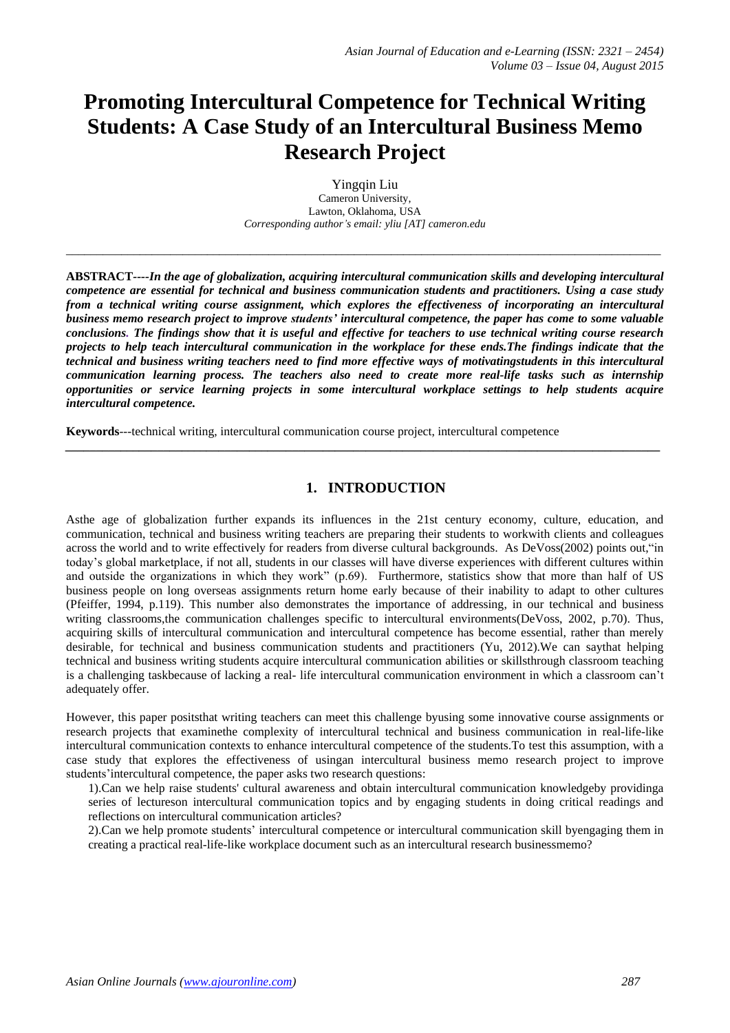# Promoting Intercultural Competence for Technical Writing Students: A Case Study of an Intercultural Business Memo Research Project

Yingqin Liu
Cameron University,
Lawton, Oklahoma, USA
*Corresponding author's email: yliu [AT] cameron.edu*

---

**ABSTRACT----*In the age of globalization, acquiring intercultural communication skills and developing intercultural competence are essential for technical and business communication students and practitioners. Using a case study from a technical writing course assignment, which explores the effectiveness of incorporating an intercultural business memo research project to improve students' intercultural competence, the paper has come to some valuable conclusions. The findings show that it is useful and effective for teachers to use technical writing course research projects to help teach intercultural communication in the workplace for these ends.The findings indicate that the technical and business writing teachers need to find more effective ways of motivatingstudents in this intercultural communication learning process. The teachers also need to create more real-life tasks such as internship opportunities or service learning projects in some intercultural workplace settings to help students acquire intercultural competence.***

**Keywords**---technical writing, intercultural communication course project, intercultural competence

---

## 1. INTRODUCTION

Asthe age of globalization further expands its influences in the 21st century economy, culture, education, and communication, technical and business writing teachers are preparing their students to workwith clients and colleagues across the world and to write effectively for readers from diverse cultural backgrounds. As DeVoss(2002) points out,"in today's global marketplace, if not all, students in our classes will have diverse experiences with different cultures within and outside the organizations in which they work" (p.69). Furthermore, statistics show that more than half of US business people on long overseas assignments return home early because of their inability to adapt to other cultures (Pfeiffer, 1994, p.119). This number also demonstrates the importance of addressing, in our technical and business writing classrooms,the communication challenges specific to intercultural environments(DeVoss, 2002, p.70). Thus, acquiring skills of intercultural communication and intercultural competence has become essential, rather than merely desirable, for technical and business communication students and practitioners (Yu, 2012).We can saythat helping technical and business writing students acquire intercultural communication abilities or skillsthrough classroom teaching is a challenging taskbecause of lacking a real- life intercultural communication environment in which a classroom can't adequately offer.

However, this paper positsthat writing teachers can meet this challenge byusing some innovative course assignments or research projects that examinethe complexity of intercultural technical and business communication in real-life-like intercultural communication contexts to enhance intercultural competence of the students.To test this assumption, with a case study that explores the effectiveness of usingan intercultural business memo research project to improve students'intercultural competence, the paper asks two research questions:

1).Can we help raise students' cultural awareness and obtain intercultural communication knowledgeby providinga series of lectureson intercultural communication topics and by engaging students in doing critical readings and reflections on intercultural communication articles?

2).Can we help promote students' intercultural competence or intercultural communication skill byengaging them in creating a practical real-life-like workplace document such as an intercultural research businessmemo?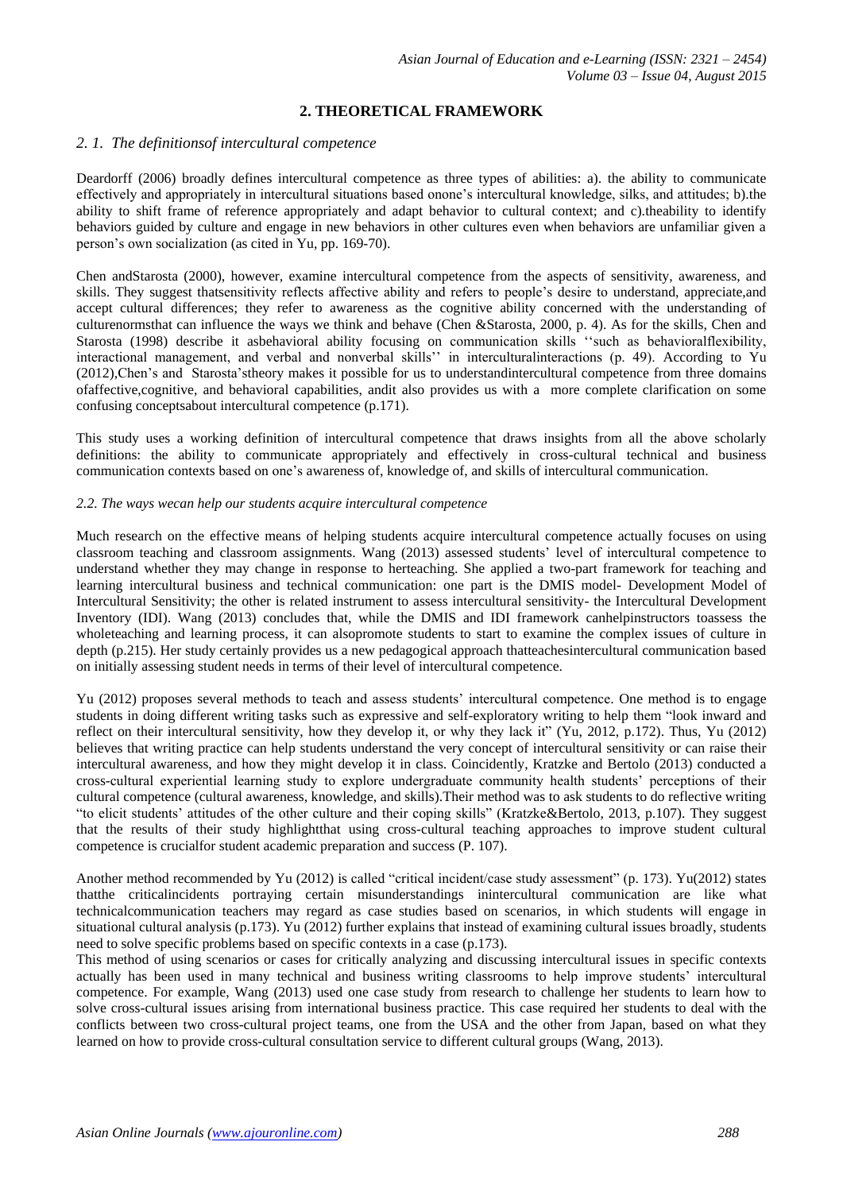# 2. THEORETICAL FRAMEWORK

## *2. 1. The definitionsof intercultural competence*

Deardorff (2006) broadly defines intercultural competence as three types of abilities: a). the ability to communicate effectively and appropriately in intercultural situations based onone's intercultural knowledge, silks, and attitudes; b).the ability to shift frame of reference appropriately and adapt behavior to cultural context; and c).theability to identify behaviors guided by culture and engage in new behaviors in other cultures even when behaviors are unfamiliar given a person's own socialization (as cited in Yu, pp. 169-70).

Chen andStarosta (2000), however, examine intercultural competence from the aspects of sensitivity, awareness, and skills. They suggest thatsensitivity reflects affective ability and refers to people's desire to understand, appreciate,and accept cultural differences; they refer to awareness as the cognitive ability concerned with the understanding of culturenormsthat can influence the ways we think and behave (Chen &Starosta, 2000, p. 4). As for the skills, Chen and Starosta (1998) describe it asbehavioral ability focusing on communication skills ''such as behavioralflexibility, interactional management, and verbal and nonverbal skills'' in interculturalinteractions (p. 49). According to Yu (2012),Chen's and Starosta'stheory makes it possible for us to understandintercultural competence from three domains ofaffective,cognitive, and behavioral capabilities, andit also provides us with a more complete clarification on some confusing conceptsabout intercultural competence (p.171).

This study uses a working definition of intercultural competence that draws insights from all the above scholarly definitions: the ability to communicate appropriately and effectively in cross-cultural technical and business communication contexts based on one's awareness of, knowledge of, and skills of intercultural communication.

## *2.2. The ways wecan help our students acquire intercultural competence*

Much research on the effective means of helping students acquire intercultural competence actually focuses on using classroom teaching and classroom assignments. Wang (2013) assessed students' level of intercultural competence to understand whether they may change in response to herteaching. She applied a two-part framework for teaching and learning intercultural business and technical communication: one part is the DMIS model- Development Model of Intercultural Sensitivity; the other is related instrument to assess intercultural sensitivity- the Intercultural Development Inventory (IDI). Wang (2013) concludes that, while the DMIS and IDI framework canhelpinstructors toassess the wholeteaching and learning process, it can alsopromote students to start to examine the complex issues of culture in depth (p.215). Her study certainly provides us a new pedagogical approach thatteachesintercultural communication based on initially assessing student needs in terms of their level of intercultural competence.

Yu (2012) proposes several methods to teach and assess students' intercultural competence. One method is to engage students in doing different writing tasks such as expressive and self-exploratory writing to help them "look inward and reflect on their intercultural sensitivity, how they develop it, or why they lack it" (Yu, 2012, p.172). Thus, Yu (2012) believes that writing practice can help students understand the very concept of intercultural sensitivity or can raise their intercultural awareness, and how they might develop it in class. Coincidently, Kratzke and Bertolo (2013) conducted a cross-cultural experiential learning study to explore undergraduate community health students' perceptions of their cultural competence (cultural awareness, knowledge, and skills).Their method was to ask students to do reflective writing "to elicit students' attitudes of the other culture and their coping skills" (Kratzke&Bertolo, 2013, p.107). They suggest that the results of their study highlightthat using cross-cultural teaching approaches to improve student cultural competence is crucialfor student academic preparation and success (P. 107).

Another method recommended by Yu (2012) is called "critical incident/case study assessment" (p. 173). Yu(2012) states thatthe criticalincidents portraying certain misunderstandings inintercultural communication are like what technicalcommunication teachers may regard as case studies based on scenarios, in which students will engage in situational cultural analysis (p.173). Yu (2012) further explains that instead of examining cultural issues broadly, students need to solve specific problems based on specific contexts in a case (p.173).

This method of using scenarios or cases for critically analyzing and discussing intercultural issues in specific contexts actually has been used in many technical and business writing classrooms to help improve students' intercultural competence. For example, Wang (2013) used one case study from research to challenge her students to learn how to solve cross-cultural issues arising from international business practice. This case required her students to deal with the conflicts between two cross-cultural project teams, one from the USA and the other from Japan, based on what they learned on how to provide cross-cultural consultation service to different cultural groups (Wang, 2013).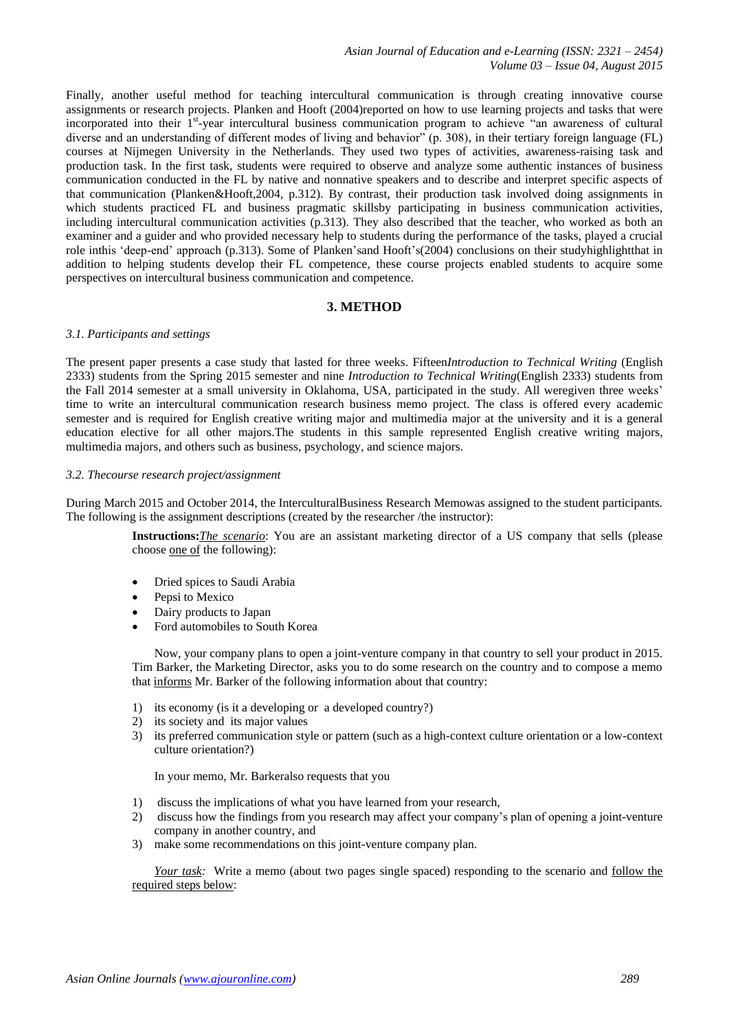Finally, another useful method for teaching intercultural communication is through creating innovative course assignments or research projects. Planken and Hooft (2004)reported on how to use learning projects and tasks that were incorporated into their 1st-year intercultural business communication program to achieve "an awareness of cultural diverse and an understanding of different modes of living and behavior" (p. 308), in their tertiary foreign language (FL) courses at Nijmegen University in the Netherlands. They used two types of activities, awareness-raising task and production task. In the first task, students were required to observe and analyze some authentic instances of business communication conducted in the FL by native and nonnative speakers and to describe and interpret specific aspects of that communication (Planken&Hooft,2004, p.312). By contrast, their production task involved doing assignments in which students practiced FL and business pragmatic skillsby participating in business communication activities, including intercultural communication activities (p.313). They also described that the teacher, who worked as both an examiner and a guider and who provided necessary help to students during the performance of the tasks, played a crucial role inthis 'deep-end' approach (p.313). Some of Planken'sand Hooft's(2004) conclusions on their studyhighlightthat in addition to helping students develop their FL competence, these course projects enabled students to acquire some perspectives on intercultural business communication and competence.

## 3. METHOD

### *3.1. Participants and settings*

The present paper presents a case study that lasted for three weeks. Fifteen*Introduction to Technical Writing* (English 2333) students from the Spring 2015 semester and nine *Introduction to Technical Writing*(English 2333) students from the Fall 2014 semester at a small university in Oklahoma, USA, participated in the study. All weregiven three weeks' time to write an intercultural communication research business memo project. The class is offered every academic semester and is required for English creative writing major and multimedia major at the university and it is a general education elective for all other majors.The students in this sample represented English creative writing majors, multimedia majors, and others such as business, psychology, and science majors.

### *3.2. Thecourse research project/assignment*

During March 2015 and October 2014, the InterculturalBusiness Research Memowas assigned to the student participants. The following is the assignment descriptions (created by the researcher /the instructor):

> **Instructions:***The scenario*: You are an assistant marketing director of a US company that sells (please choose one of the following):
>
> - Dried spices to Saudi Arabia
> - Pepsi to Mexico
> - Dairy products to Japan
> - Ford automobiles to South Korea
>
> Now, your company plans to open a joint-venture company in that country to sell your product in 2015. Tim Barker, the Marketing Director, asks you to do some research on the country and to compose a memo that informs Mr. Barker of the following information about that country:
>
> 1) its economy (is it a developing or a developed country?)
> 2) its society and its major values
> 3) its preferred communication style or pattern (such as a high-context culture orientation or a low-context culture orientation?)
>
> In your memo, Mr. Barkeralso requests that you
>
> 1) discuss the implications of what you have learned from your research,
> 2) discuss how the findings from you research may affect your company's plan of opening a joint-venture company in another country, and
> 3) make some recommendations on this joint-venture company plan.
>
> *Your task:* Write a memo (about two pages single spaced) responding to the scenario and follow the required steps below: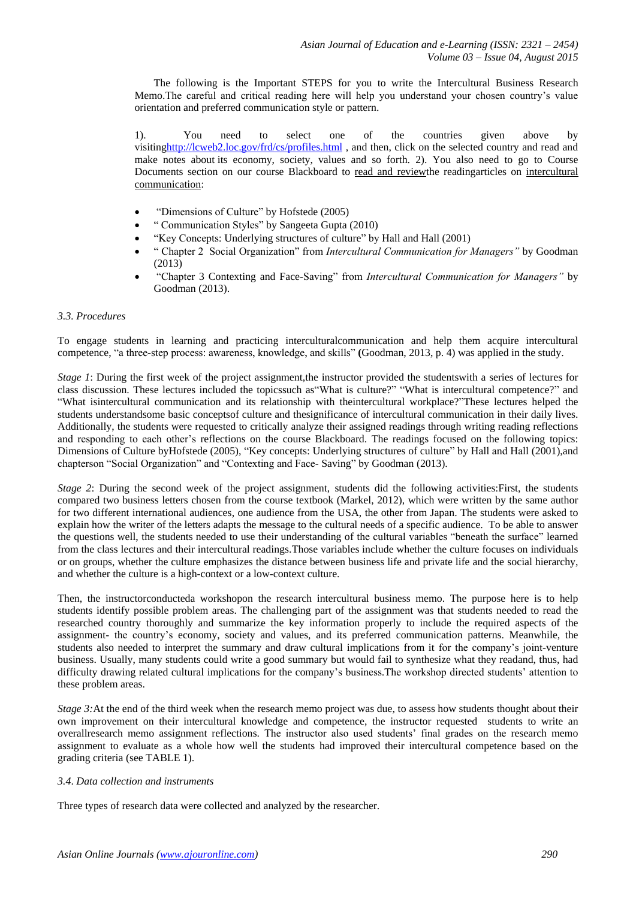The following is the Important STEPS for you to write the Intercultural Business Research Memo.The careful and critical reading here will help you understand your chosen country's value orientation and preferred communication style or pattern.

1). You need to select one of the countries given above by visitinghttp://lcweb2.loc.gov/frd/cs/profiles.html , and then, click on the selected country and read and make notes about its economy, society, values and so forth. 2). You also need to go to Course Documents section on our course Blackboard to read and reviewthe readingarticles on intercultural communication:

- "Dimensions of Culture" by Hofstede (2005)
- " Communication Styles" by Sangeeta Gupta (2010)
- "Key Concepts: Underlying structures of culture" by Hall and Hall (2001)
- " Chapter 2 Social Organization" from *Intercultural Communication for Managers"* by Goodman (2013)
- "Chapter 3 Contexting and Face-Saving" from *Intercultural Communication for Managers"* by Goodman (2013).

### *3.3. Procedures*

To engage students in learning and practicing interculturalcommunication and help them acquire intercultural competence, "a three-step process: awareness, knowledge, and skills" **(**Goodman, 2013, p. 4) was applied in the study.

*Stage 1*: During the first week of the project assignment,the instructor provided the studentswith a series of lectures for class discussion. These lectures included the topicssuch as"What is culture?" "What is intercultural competence?" and "What isintercultural communication and its relationship with theintercultural workplace?"These lectures helped the students understandsome basic conceptsof culture and thesignificance of intercultural communication in their daily lives. Additionally, the students were requested to critically analyze their assigned readings through writing reading reflections and responding to each other's reflections on the course Blackboard. The readings focused on the following topics: Dimensions of Culture byHofstede (2005), "Key concepts: Underlying structures of culture" by Hall and Hall (2001),and chapterson "Social Organization" and "Contexting and Face- Saving" by Goodman (2013).

*Stage 2*: During the second week of the project assignment, students did the following activities:First, the students compared two business letters chosen from the course textbook (Markel, 2012), which were written by the same author for two different international audiences, one audience from the USA, the other from Japan. The students were asked to explain how the writer of the letters adapts the message to the cultural needs of a specific audience. To be able to answer the questions well, the students needed to use their understanding of the cultural variables "beneath the surface" learned from the class lectures and their intercultural readings.Those variables include whether the culture focuses on individuals or on groups, whether the culture emphasizes the distance between business life and private life and the social hierarchy, and whether the culture is a high-context or a low-context culture.

Then, the instructorconducteda workshopon the research intercultural business memo. The purpose here is to help students identify possible problem areas. The challenging part of the assignment was that students needed to read the researched country thoroughly and summarize the key information properly to include the required aspects of the assignment- the country's economy, society and values, and its preferred communication patterns. Meanwhile, the students also needed to interpret the summary and draw cultural implications from it for the company's joint-venture business. Usually, many students could write a good summary but would fail to synthesize what they readand, thus, had difficulty drawing related cultural implications for the company's business.The workshop directed students' attention to these problem areas.

*Stage 3:*At the end of the third week when the research memo project was due, to assess how students thought about their own improvement on their intercultural knowledge and competence, the instructor requested students to write an overallresearch memo assignment reflections. The instructor also used students' final grades on the research memo assignment to evaluate as a whole how well the students had improved their intercultural competence based on the grading criteria (see TABLE 1).

### *3.4. Data collection and instruments*

Three types of research data were collected and analyzed by the researcher.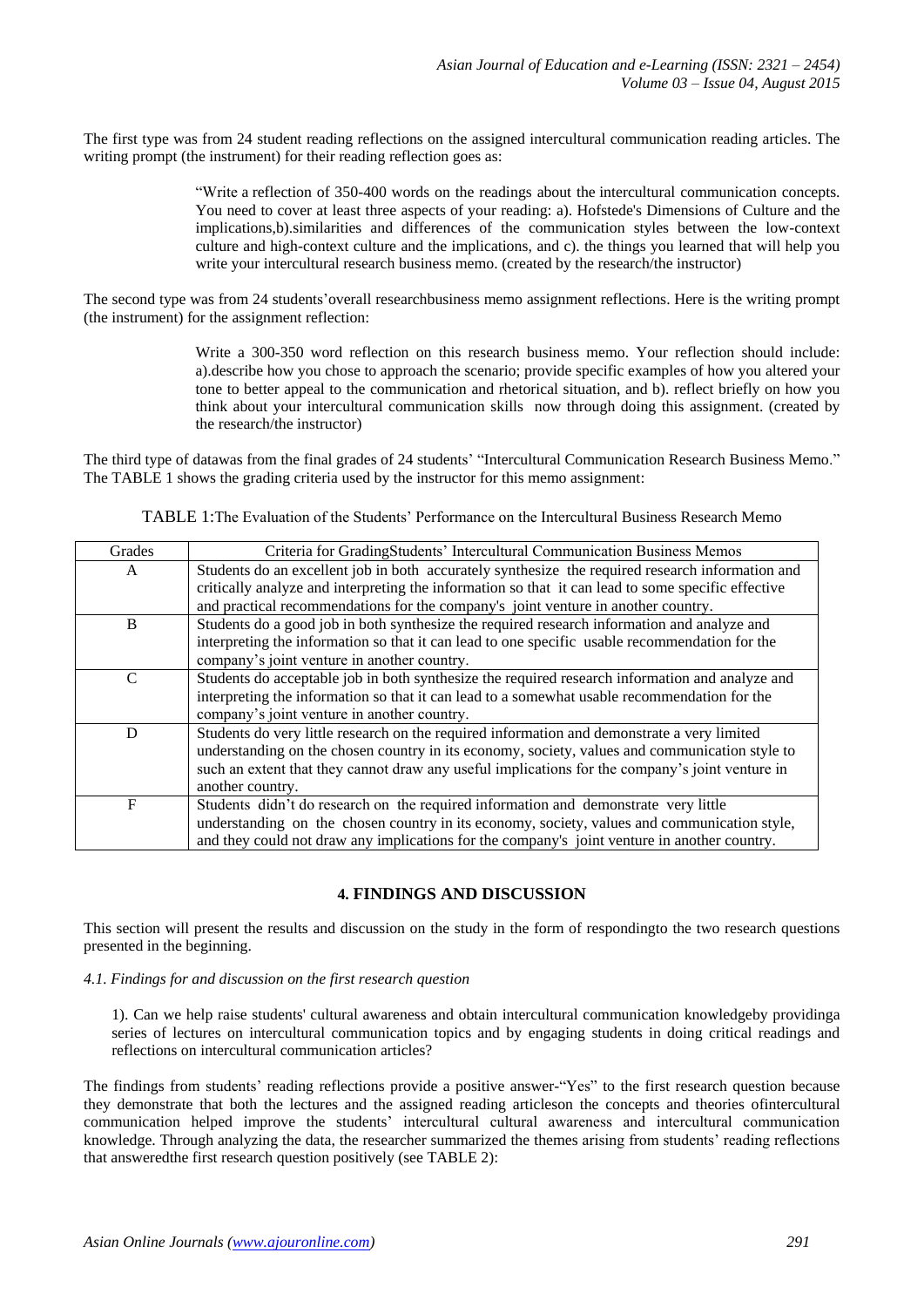The first type was from 24 student reading reflections on the assigned intercultural communication reading articles. The writing prompt (the instrument) for their reading reflection goes as:

> "Write a reflection of 350-400 words on the readings about the intercultural communication concepts. You need to cover at least three aspects of your reading: a). Hofstede's Dimensions of Culture and the implications,b).similarities and differences of the communication styles between the low-context culture and high-context culture and the implications, and c). the things you learned that will help you write your intercultural research business memo. (created by the research/the instructor)

The second type was from 24 students'overall researchbusiness memo assignment reflections. Here is the writing prompt (the instrument) for the assignment reflection:

> Write a 300-350 word reflection on this research business memo. Your reflection should include: a).describe how you chose to approach the scenario; provide specific examples of how you altered your tone to better appeal to the communication and rhetorical situation, and b). reflect briefly on how you think about your intercultural communication skills now through doing this assignment. (created by the research/the instructor)

The third type of datawas from the final grades of 24 students' "Intercultural Communication Research Business Memo." The TABLE 1 shows the grading criteria used by the instructor for this memo assignment:

TABLE 1:The Evaluation of the Students' Performance on the Intercultural Business Research Memo

| Grades | Criteria for GradingStudents' Intercultural Communication Business Memos |
|---|---|
| A | Students do an excellent job in both accurately synthesize the required research information and critically analyze and interpreting the information so that it can lead to some specific effective and practical recommendations for the company's joint venture in another country. |
| B | Students do a good job in both synthesize the required research information and analyze and interpreting the information so that it can lead to one specific usable recommendation for the company's joint venture in another country. |
| C | Students do acceptable job in both synthesize the required research information and analyze and interpreting the information so that it can lead to a somewhat usable recommendation for the company's joint venture in another country. |
| D | Students do very little research on the required information and demonstrate a very limited understanding on the chosen country in its economy, society, values and communication style to such an extent that they cannot draw any useful implications for the company's joint venture in another country. |
| F | Students didn't do research on the required information and demonstrate very little understanding on the chosen country in its economy, society, values and communication style, and they could not draw any implications for the company's joint venture in another country. |

## 4. FINDINGS AND DISCUSSION

This section will present the results and discussion on the study in the form of respondingto the two research questions presented in the beginning.

### *4.1. Findings for and discussion on the first research question*

> 1). Can we help raise students' cultural awareness and obtain intercultural communication knowledgeby providinga series of lectures on intercultural communication topics and by engaging students in doing critical readings and reflections on intercultural communication articles?

The findings from students' reading reflections provide a positive answer-"Yes" to the first research question because they demonstrate that both the lectures and the assigned reading articleson the concepts and theories ofintercultural communication helped improve the students' intercultural cultural awareness and intercultural communication knowledge. Through analyzing the data, the researcher summarized the themes arising from students' reading reflections that answeredthe first research question positively (see TABLE 2):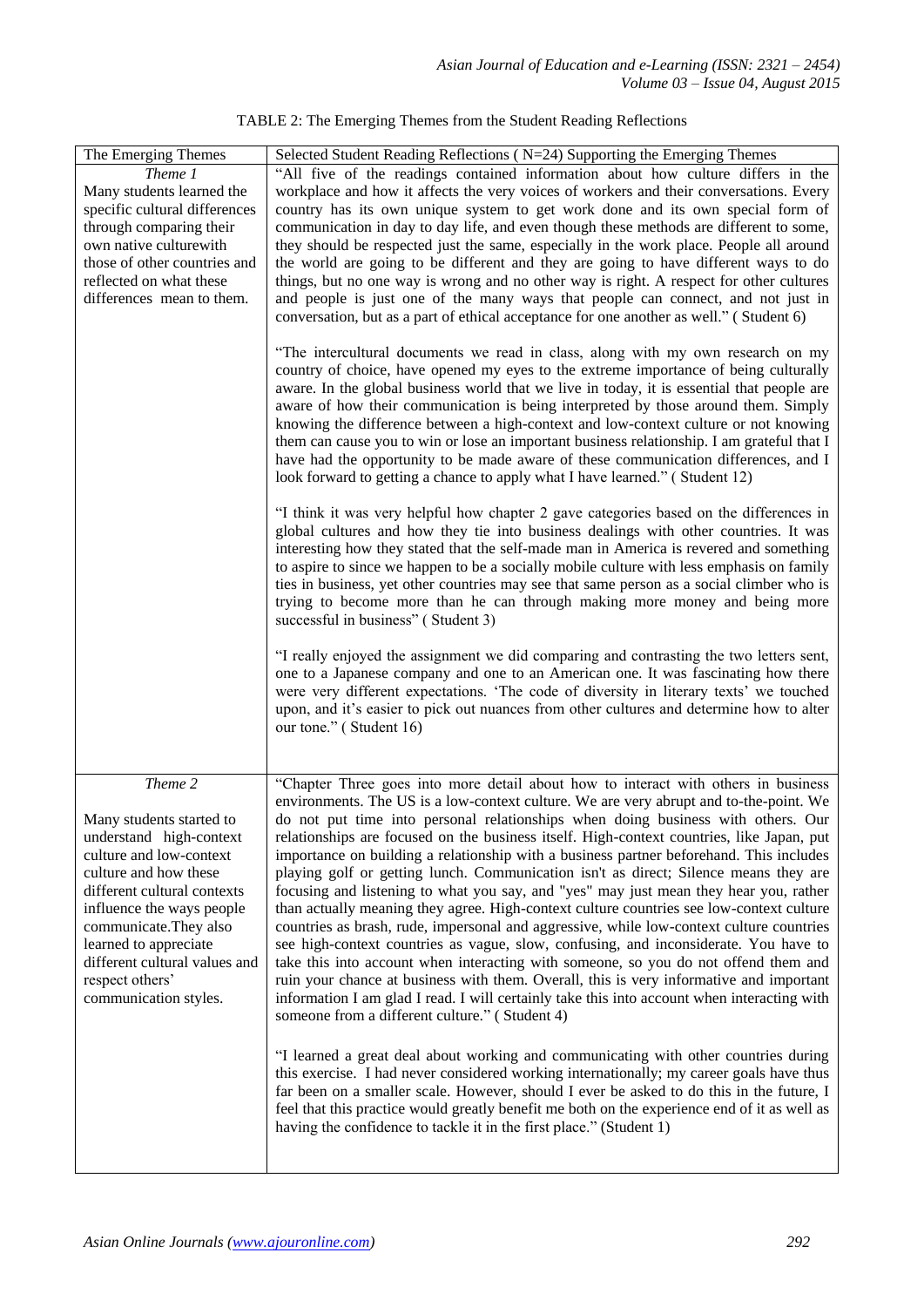TABLE 2: The Emerging Themes from the Student Reading Reflections

| The Emerging Themes | Selected Student Reading Reflections ( N=24) Supporting the Emerging Themes |
|---|---|
| *Theme 1* Many students learned the specific cultural differences through comparing their own native culturewith those of other countries and reflected on what these differences mean to them. | "All five of the readings contained information about how culture differs in the workplace and how it affects the very voices of workers and their conversations. Every country has its own unique system to get work done and its own special form of communication in day to day life, and even though these methods are different to some, they should be respected just the same, especially in the work place. People all around the world are going to be different and they are going to have different ways to do things, but no one way is wrong and no other way is right. A respect for other cultures and people is just one of the many ways that people can connect, and not just in conversation, but as a part of ethical acceptance for one another as well." ( Student 6)<br><br>"The intercultural documents we read in class, along with my own research on my country of choice, have opened my eyes to the extreme importance of being culturally aware. In the global business world that we live in today, it is essential that people are aware of how their communication is being interpreted by those around them. Simply knowing the difference between a high-context and low-context culture or not knowing them can cause you to win or lose an important business relationship. I am grateful that I have had the opportunity to be made aware of these communication differences, and I look forward to getting a chance to apply what I have learned." ( Student 12)<br><br>"I think it was very helpful how chapter 2 gave categories based on the differences in global cultures and how they tie into business dealings with other countries. It was interesting how they stated that the self-made man in America is revered and something to aspire to since we happen to be a socially mobile culture with less emphasis on family ties in business, yet other countries may see that same person as a social climber who is trying to become more than he can through making more money and being more successful in business" ( Student 3)<br><br>"I really enjoyed the assignment we did comparing and contrasting the two letters sent, one to a Japanese company and one to an American one. It was fascinating how there were very different expectations. 'The code of diversity in literary texts' we touched upon, and it's easier to pick out nuances from other cultures and determine how to alter our tone." ( Student 16) |
| *Theme 2* Many students started to understand high-context culture and low-context culture and how these different cultural contexts influence the ways people communicate.They also learned to appreciate different cultural values and respect others' communication styles. | "Chapter Three goes into more detail about how to interact with others in business environments. The US is a low-context culture. We are very abrupt and to-the-point. We do not put time into personal relationships when doing business with others. Our relationships are focused on the business itself. High-context countries, like Japan, put importance on building a relationship with a business partner beforehand. This includes playing golf or getting lunch. Communication isn't as direct; Silence means they are focusing and listening to what you say, and "yes" may just mean they hear you, rather than actually meaning they agree. High-context culture countries see low-context culture countries as brash, rude, impersonal and aggressive, while low-context culture countries see high-context countries as vague, slow, confusing, and inconsiderate. You have to take this into account when interacting with someone, so you do not offend them and ruin your chance at business with them. Overall, this is very informative and important information I am glad I read. I will certainly take this into account when interacting with someone from a different culture." ( Student 4)<br><br>"I learned a great deal about working and communicating with other countries during this exercise. I had never considered working internationally; my career goals have thus far been on a smaller scale. However, should I ever be asked to do this in the future, I feel that this practice would greatly benefit me both on the experience end of it as well as having the confidence to tackle it in the first place." (Student 1) |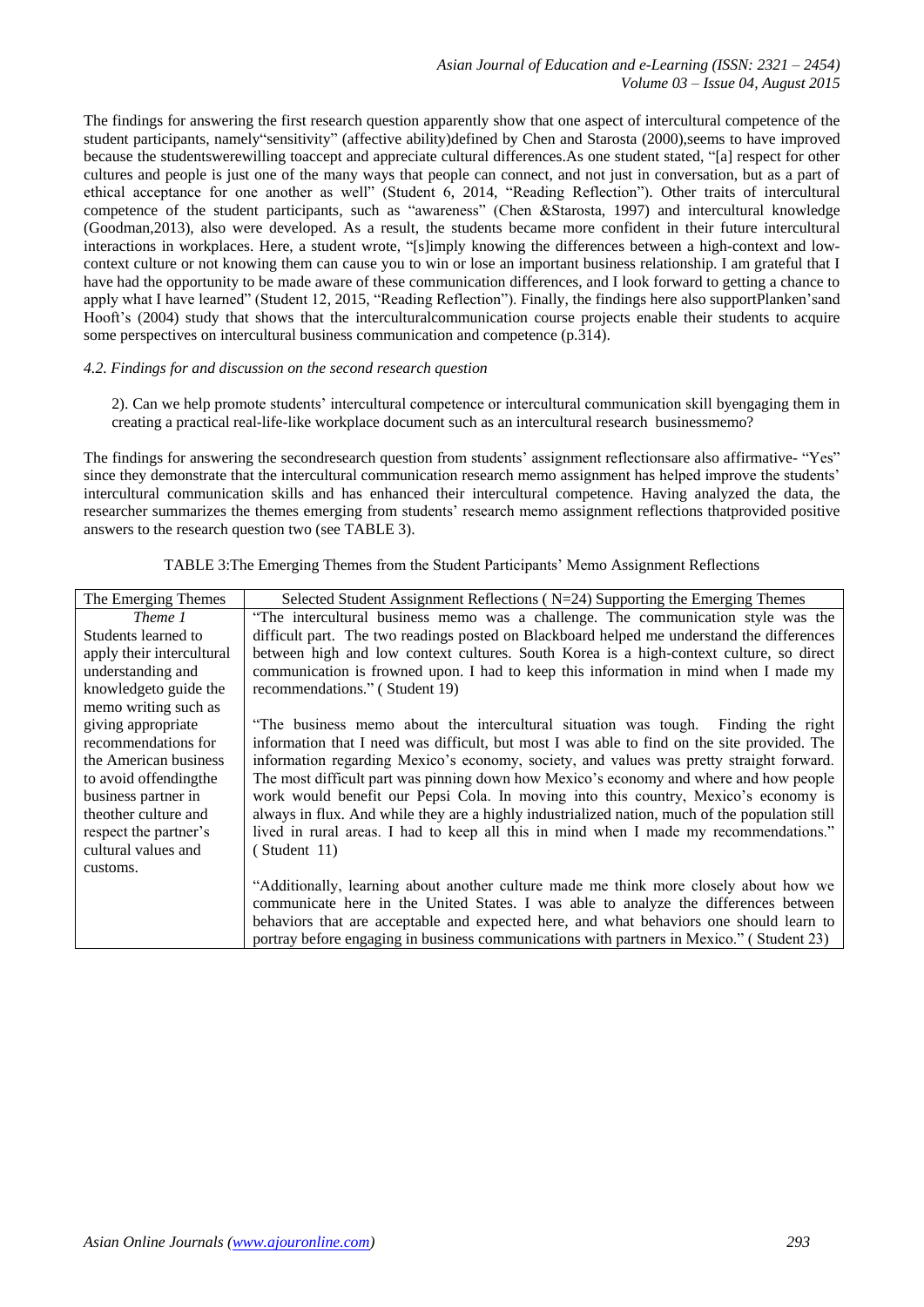The findings for answering the first research question apparently show that one aspect of intercultural competence of the student participants, namely"sensitivity" (affective ability)defined by Chen and Starosta (2000),seems to have improved because the studentswerewilling toaccept and appreciate cultural differences.As one student stated, "[a] respect for other cultures and people is just one of the many ways that people can connect, and not just in conversation, but as a part of ethical acceptance for one another as well" (Student 6, 2014, "Reading Reflection"). Other traits of intercultural competence of the student participants, such as "awareness" (Chen &Starosta, 1997) and intercultural knowledge (Goodman,2013), also were developed. As a result, the students became more confident in their future intercultural interactions in workplaces. Here, a student wrote, "[s]imply knowing the differences between a high-context and low-context culture or not knowing them can cause you to win or lose an important business relationship. I am grateful that I have had the opportunity to be made aware of these communication differences, and I look forward to getting a chance to apply what I have learned" (Student 12, 2015, "Reading Reflection"). Finally, the findings here also supportPlanken'sand Hooft's (2004) study that shows that the interculturalcommunication course projects enable their students to acquire some perspectives on intercultural business communication and competence (p.314).

#### *4.2. Findings for and discussion on the second research question*

2). Can we help promote students' intercultural competence or intercultural communication skill byengaging them in creating a practical real-life-like workplace document such as an intercultural research businessmemo?

The findings for answering the secondresearch question from students' assignment reflectionsare also affirmative- "Yes" since they demonstrate that the intercultural communication research memo assignment has helped improve the students' intercultural communication skills and has enhanced their intercultural competence. Having analyzed the data, the researcher summarizes the themes emerging from students' research memo assignment reflections thatprovided positive answers to the research question two (see TABLE 3).

TABLE 3:The Emerging Themes from the Student Participants' Memo Assignment Reflections

| The Emerging Themes | Selected Student Assignment Reflections ( N=24) Supporting the Emerging Themes |
|---|---|
| *Theme 1* Students learned to apply their intercultural understanding and knowledgeto guide the memo writing such as giving appropriate recommendations for the American business to avoid offendingthe business partner in theother culture and respect the partner's cultural values and customs. | "The intercultural business memo was a challenge. The communication style was the difficult part. The two readings posted on Blackboard helped me understand the differences between high and low context cultures. South Korea is a high-context culture, so direct communication is frowned upon. I had to keep this information in mind when I made my recommendations." ( Student 19)<br><br>"The business memo about the intercultural situation was tough. Finding the right information that I need was difficult, but most I was able to find on the site provided. The information regarding Mexico's economy, society, and values was pretty straight forward. The most difficult part was pinning down how Mexico's economy and where and how people work would benefit our Pepsi Cola. In moving into this country, Mexico's economy is always in flux. And while they are a highly industrialized nation, much of the population still lived in rural areas. I had to keep all this in mind when I made my recommendations." ( Student 11)<br><br>"Additionally, learning about another culture made me think more closely about how we communicate here in the United States. I was able to analyze the differences between behaviors that are acceptable and expected here, and what behaviors one should learn to portray before engaging in business communications with partners in Mexico." ( Student 23) |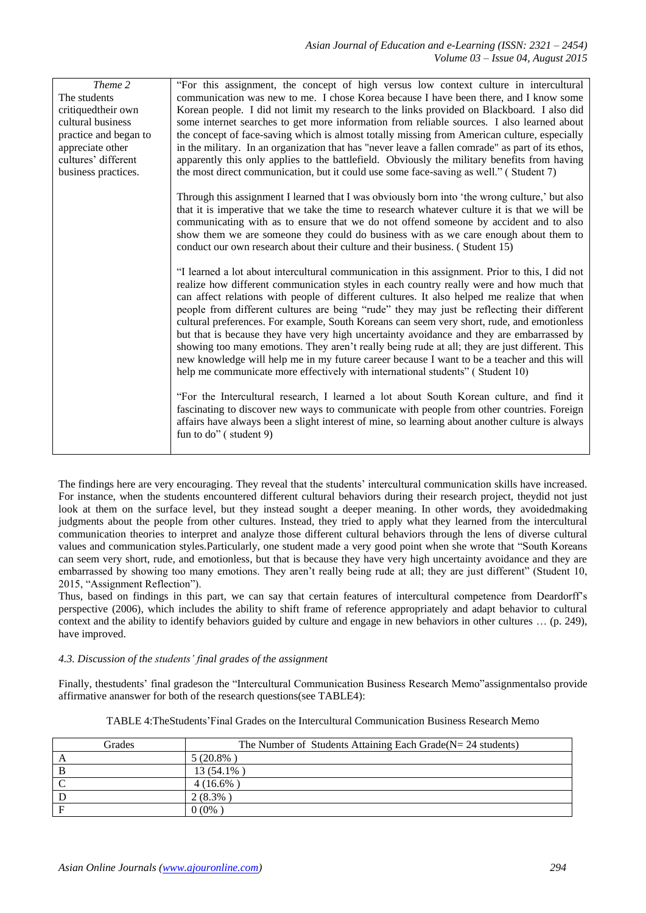| | |
|---|---|
| *Theme 2* The students critiquedtheir own cultural business practice and began to appreciate other cultures' different business practices. | "For this assignment, the concept of high versus low context culture in intercultural communication was new to me. I chose Korea because I have been there, and I know some Korean people. I did not limit my research to the links provided on Blackboard. I also did some internet searches to get more information from reliable sources. I also learned about the concept of face-saving which is almost totally missing from American culture, especially in the military. In an organization that has "never leave a fallen comrade" as part of its ethos, apparently this only applies to the battlefield. Obviously the military benefits from having the most direct communication, but it could use some face-saving as well." ( Student 7)<br><br>Through this assignment I learned that I was obviously born into 'the wrong culture,' but also that it is imperative that we take the time to research whatever culture it is that we will be communicating with as to ensure that we do not offend someone by accident and to also show them we are someone they could do business with as we care enough about them to conduct our own research about their culture and their business. ( Student 15)<br><br>"I learned a lot about intercultural communication in this assignment. Prior to this, I did not realize how different communication styles in each country really were and how much that can affect relations with people of different cultures. It also helped me realize that when people from different cultures are being "rude" they may just be reflecting their different cultural preferences. For example, South Koreans can seem very short, rude, and emotionless but that is because they have very high uncertainty avoidance and they are embarrassed by showing too many emotions. They aren't really being rude at all; they are just different. This new knowledge will help me in my future career because I want to be a teacher and this will help me communicate more effectively with international students" ( Student 10)<br><br>"For the Intercultural research, I learned a lot about South Korean culture, and find it fascinating to discover new ways to communicate with people from other countries. Foreign affairs have always been a slight interest of mine, so learning about another culture is always fun to do" ( student 9) |

The findings here are very encouraging. They reveal that the students' intercultural communication skills have increased. For instance, when the students encountered different cultural behaviors during their research project, theydid not just look at them on the surface level, but they instead sought a deeper meaning. In other words, they avoidedmaking judgments about the people from other cultures. Instead, they tried to apply what they learned from the intercultural communication theories to interpret and analyze those different cultural behaviors through the lens of diverse cultural values and communication styles.Particularly, one student made a very good point when she wrote that "South Koreans can seem very short, rude, and emotionless, but that is because they have very high uncertainty avoidance and they are embarrassed by showing too many emotions. They aren't really being rude at all; they are just different" (Student 10, 2015, "Assignment Reflection").

Thus, based on findings in this part, we can say that certain features of intercultural competence from Deardorff's perspective (2006), which includes the ability to shift frame of reference appropriately and adapt behavior to cultural context and the ability to identify behaviors guided by culture and engage in new behaviors in other cultures … (p. 249), have improved.

*4.3. Discussion of the students' final grades of the assignment*

Finally, thestudents' final gradeson the "Intercultural Communication Business Research Memo"assignmentalso provide affirmative ananswer for both of the research questions(see TABLE4):

TABLE 4:TheStudents'Final Grades on the Intercultural Communication Business Research Memo

| Grades | The Number of Students Attaining Each Grade(N= 24 students) |
|---|---|
| A | 5 (20.8% ) |
| B | 13 (54.1% ) |
| C | 4 (16.6% ) |
| D | 2 (8.3% ) |
| F | 0 (0% ) |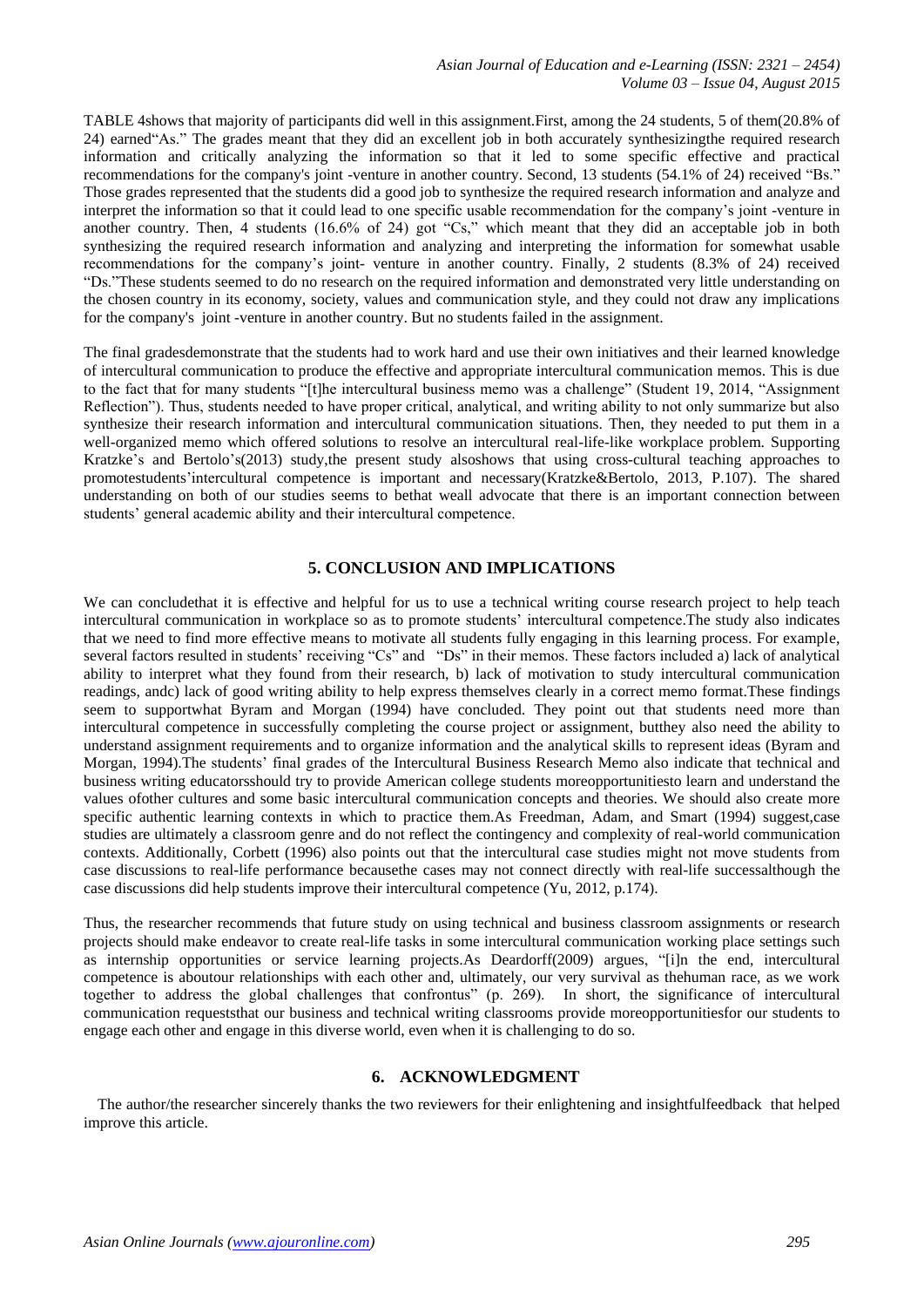TABLE 4shows that majority of participants did well in this assignment.First, among the 24 students, 5 of them(20.8% of 24) earned"As." The grades meant that they did an excellent job in both accurately synthesizingthe required research information and critically analyzing the information so that it led to some specific effective and practical recommendations for the company's joint -venture in another country. Second, 13 students (54.1% of 24) received "Bs." Those grades represented that the students did a good job to synthesize the required research information and analyze and interpret the information so that it could lead to one specific usable recommendation for the company's joint -venture in another country. Then, 4 students (16.6% of 24) got "Cs," which meant that they did an acceptable job in both synthesizing the required research information and analyzing and interpreting the information for somewhat usable recommendations for the company's joint- venture in another country. Finally, 2 students (8.3% of 24) received "Ds."These students seemed to do no research on the required information and demonstrated very little understanding on the chosen country in its economy, society, values and communication style, and they could not draw any implications for the company's joint -venture in another country. But no students failed in the assignment.

The final gradesdemonstrate that the students had to work hard and use their own initiatives and their learned knowledge of intercultural communication to produce the effective and appropriate intercultural communication memos. This is due to the fact that for many students "[t]he intercultural business memo was a challenge" (Student 19, 2014, "Assignment Reflection"). Thus, students needed to have proper critical, analytical, and writing ability to not only summarize but also synthesize their research information and intercultural communication situations. Then, they needed to put them in a well-organized memo which offered solutions to resolve an intercultural real-life-like workplace problem. Supporting Kratzke's and Bertolo's(2013) study,the present study alsoshows that using cross-cultural teaching approaches to promotestudents'intercultural competence is important and necessary(Kratzke&Bertolo, 2013, P.107). The shared understanding on both of our studies seems to bethat weall advocate that there is an important connection between students' general academic ability and their intercultural competence.

## 5. CONCLUSION AND IMPLICATIONS

We can concludethat it is effective and helpful for us to use a technical writing course research project to help teach intercultural communication in workplace so as to promote students' intercultural competence.The study also indicates that we need to find more effective means to motivate all students fully engaging in this learning process. For example, several factors resulted in students' receiving "Cs" and "Ds" in their memos. These factors included a) lack of analytical ability to interpret what they found from their research, b) lack of motivation to study intercultural communication readings, andc) lack of good writing ability to help express themselves clearly in a correct memo format.These findings seem to supportwhat Byram and Morgan (1994) have concluded. They point out that students need more than intercultural competence in successfully completing the course project or assignment, butthey also need the ability to understand assignment requirements and to organize information and the analytical skills to represent ideas (Byram and Morgan, 1994).The students' final grades of the Intercultural Business Research Memo also indicate that technical and business writing educatorsshould try to provide American college students moreopportunitiesto learn and understand the values ofother cultures and some basic intercultural communication concepts and theories. We should also create more specific authentic learning contexts in which to practice them.As Freedman, Adam, and Smart (1994) suggest,case studies are ultimately a classroom genre and do not reflect the contingency and complexity of real-world communication contexts. Additionally, Corbett (1996) also points out that the intercultural case studies might not move students from case discussions to real-life performance becausethe cases may not connect directly with real-life successalthough the case discussions did help students improve their intercultural competence (Yu, 2012, p.174).

Thus, the researcher recommends that future study on using technical and business classroom assignments or research projects should make endeavor to create real-life tasks in some intercultural communication working place settings such as internship opportunities or service learning projects.As Deardorff(2009) argues, "[i]n the end, intercultural competence is aboutour relationships with each other and, ultimately, our very survival as thehuman race, as we work together to address the global challenges that confrontus" (p. 269). In short, the significance of intercultural communication requeststhat our business and technical writing classrooms provide moreopportunitiesfor our students to engage each other and engage in this diverse world, even when it is challenging to do so.

## 6. ACKNOWLEDGMENT

The author/the researcher sincerely thanks the two reviewers for their enlightening and insightfulfeedback that helped improve this article.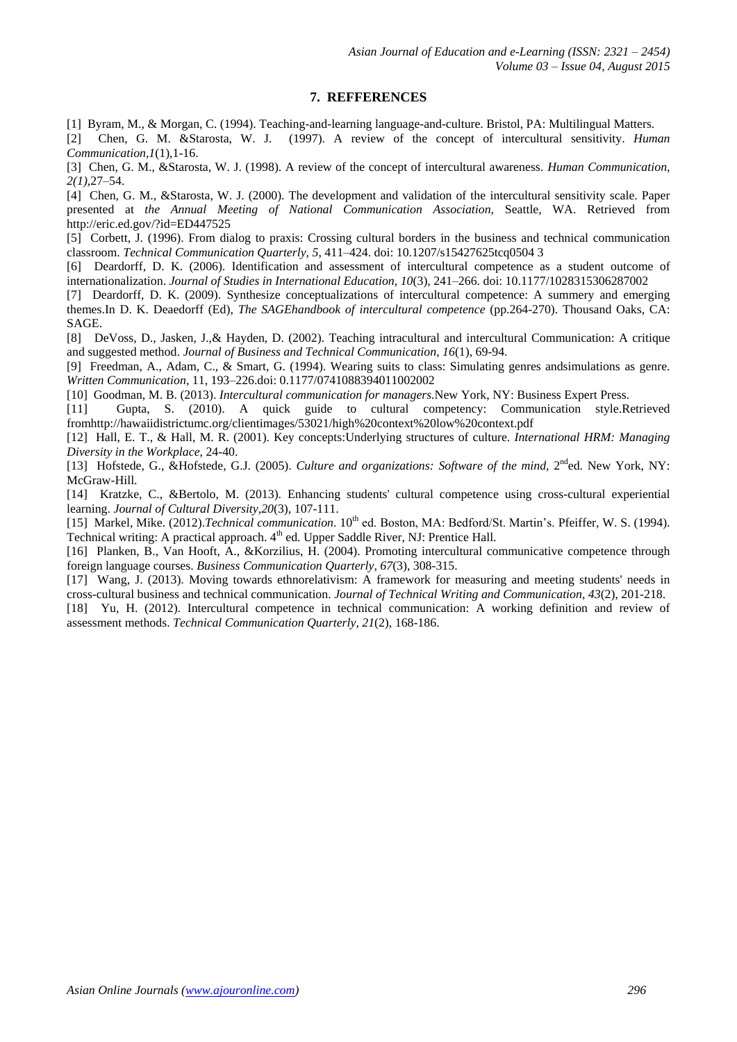## 7. REFFERENCES

[1] Byram, M., & Morgan, C. (1994). Teaching-and-learning language-and-culture. Bristol, PA: Multilingual Matters.

[2] Chen, G. M. &Starosta, W. J. (1997). A review of the concept of intercultural sensitivity. *Human Communication,1*(1),1-16.

[3] Chen, G. M., &Starosta, W. J. (1998). A review of the concept of intercultural awareness. *Human Communication, 2(1)*,27–54.

[4] Chen, G. M., &Starosta, W. J. (2000). The development and validation of the intercultural sensitivity scale. Paper presented at *the Annual Meeting of National Communication Association*, Seattle, WA. Retrieved from http://eric.ed.gov/?id=ED447525

[5] Corbett, J. (1996). From dialog to praxis: Crossing cultural borders in the business and technical communication classroom. *Technical Communication Quarterly, 5*, 411–424. doi: 10.1207/s15427625tcq0504 3

[6] Deardorff, D. K. (2006). Identification and assessment of intercultural competence as a student outcome of internationalization. *Journal of Studies in International Education, 10*(3), 241–266. doi: 10.1177/1028315306287002

[7] Deardorff, D. K. (2009). Synthesize conceptualizations of intercultural competence: A summery and emerging themes.In D. K. Deaedorff (Ed), *The SAGEhandbook of intercultural competence* (pp.264-270). Thousand Oaks, CA: SAGE.

[8] DeVoss, D., Jasken, J.,& Hayden, D. (2002). Teaching intracultural and intercultural Communication: A critique and suggested method. *Journal of Business and Technical Communication, 16*(1), 69-94.

[9] Freedman, A., Adam, C., & Smart, G. (1994). Wearing suits to class: Simulating genres andsimulations as genre. *Written Communication*, 11, 193–226.doi: 0.1177/0741088394011002002

[10] Goodman, M. B. (2013). *Intercultural communication for managers.*New York, NY: Business Expert Press.

[11] Gupta, S. (2010). A quick guide to cultural competency: Communication style.Retrieved fromhttp://hawaiidistrictumc.org/clientimages/53021/high%20context%20low%20context.pdf

[12] Hall, E. T., & Hall, M. R. (2001). Key concepts:Underlying structures of culture. *International HRM: Managing Diversity in the Workplace*, 24-40.

[13] Hofstede, G., &Hofstede, G.J. (2005). *Culture and organizations: Software of the mind,* 2nd ed. New York, NY: McGraw-Hill.

[14] Kratzke, C., &Bertolo, M. (2013). Enhancing students' cultural competence using cross-cultural experiential learning. *Journal of Cultural Diversity,20*(3), 107-111.

[15] Markel, Mike. (2012).*Technical communication*. 10th ed. Boston, MA: Bedford/St. Martin's. Pfeiffer, W. S. (1994). Technical writing: A practical approach. 4th ed. Upper Saddle River, NJ: Prentice Hall.

[16] Planken, B., Van Hooft, A., &Korzilius, H. (2004). Promoting intercultural communicative competence through foreign language courses. *Business Communication Quarterly*, *67*(3), 308-315.

[17] Wang, J. (2013). Moving towards ethnorelativism: A framework for measuring and meeting students' needs in cross-cultural business and technical communication. *Journal of Technical Writing and Communication*, *43*(2), 201-218.

[18] Yu, H. (2012). Intercultural competence in technical communication: A working definition and review of assessment methods. *Technical Communication Quarterly*, *21*(2), 168-186.